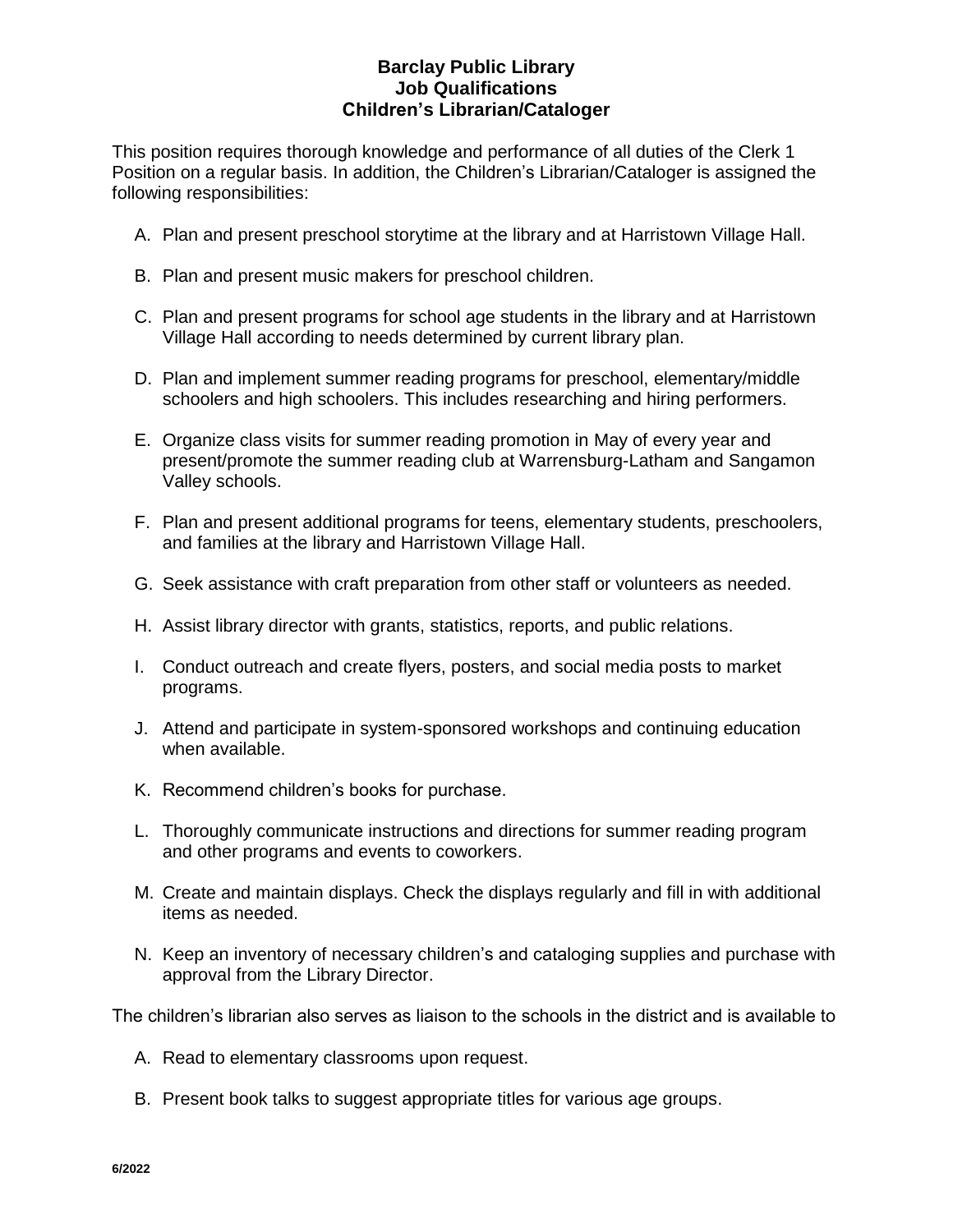# Barclay Public Library
## Job Qualifications
## Children's Librarian/Cataloger

This position requires thorough knowledge and performance of all duties of the Clerk 1 Position on a regular basis. In addition, the Children's Librarian/Cataloger is assigned the following responsibilities:

A. Plan and present preschool storytime at the library and at Harristown Village Hall.

B. Plan and present music makers for preschool children.

C. Plan and present programs for school age students in the library and at Harristown Village Hall according to needs determined by current library plan.

D. Plan and implement summer reading programs for preschool, elementary/middle schoolers and high schoolers. This includes researching and hiring performers.

E. Organize class visits for summer reading promotion in May of every year and present/promote the summer reading club at Warrensburg-Latham and Sangamon Valley schools.

F. Plan and present additional programs for teens, elementary students, preschoolers, and families at the library and Harristown Village Hall.

G. Seek assistance with craft preparation from other staff or volunteers as needed.

H. Assist library director with grants, statistics, reports, and public relations.

I. Conduct outreach and create flyers, posters, and social media posts to market programs.

J. Attend and participate in system-sponsored workshops and continuing education when available.

K. Recommend children's books for purchase.

L. Thoroughly communicate instructions and directions for summer reading program and other programs and events to coworkers.

M. Create and maintain displays. Check the displays regularly and fill in with additional items as needed.

N. Keep an inventory of necessary children's and cataloging supplies and purchase with approval from the Library Director.

The children's librarian also serves as liaison to the schools in the district and is available to

A. Read to elementary classrooms upon request.

B. Present book talks to suggest appropriate titles for various age groups.

6/2022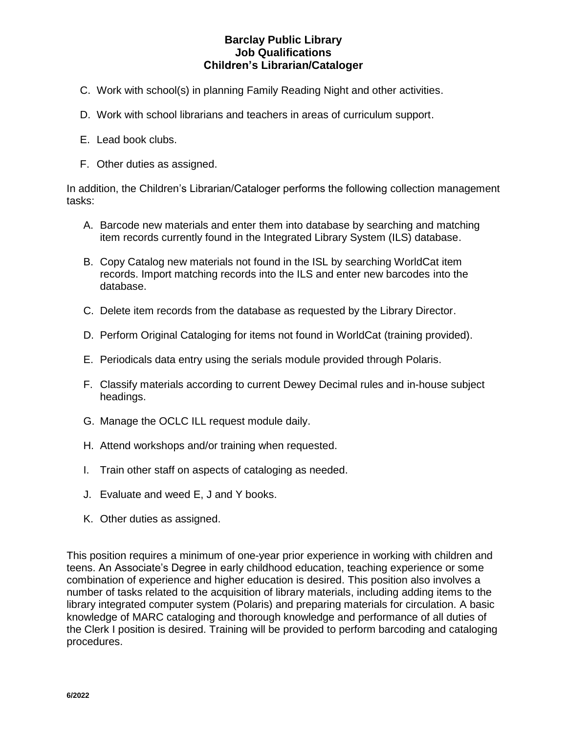**Barclay Public Library**
**Job Qualifications**
**Children's Librarian/Cataloger**

C. Work with school(s) in planning Family Reading Night and other activities.

D. Work with school librarians and teachers in areas of curriculum support.

E. Lead book clubs.

F. Other duties as assigned.

In addition, the Children's Librarian/Cataloger performs the following collection management tasks:

A. Barcode new materials and enter them into database by searching and matching item records currently found in the Integrated Library System (ILS) database.

B. Copy Catalog new materials not found in the ISL by searching WorldCat item records. Import matching records into the ILS and enter new barcodes into the database.

C. Delete item records from the database as requested by the Library Director.

D. Perform Original Cataloging for items not found in WorldCat (training provided).

E. Periodicals data entry using the serials module provided through Polaris.

F. Classify materials according to current Dewey Decimal rules and in-house subject headings.

G. Manage the OCLC ILL request module daily.

H. Attend workshops and/or training when requested.

I. Train other staff on aspects of cataloging as needed.

J. Evaluate and weed E, J and Y books.

K. Other duties as assigned.

This position requires a minimum of one-year prior experience in working with children and teens. An Associate's Degree in early childhood education, teaching experience or some combination of experience and higher education is desired. This position also involves a number of tasks related to the acquisition of library materials, including adding items to the library integrated computer system (Polaris) and preparing materials for circulation. A basic knowledge of MARC cataloging and thorough knowledge and performance of all duties of the Clerk I position is desired. Training will be provided to perform barcoding and cataloging procedures.

6/2022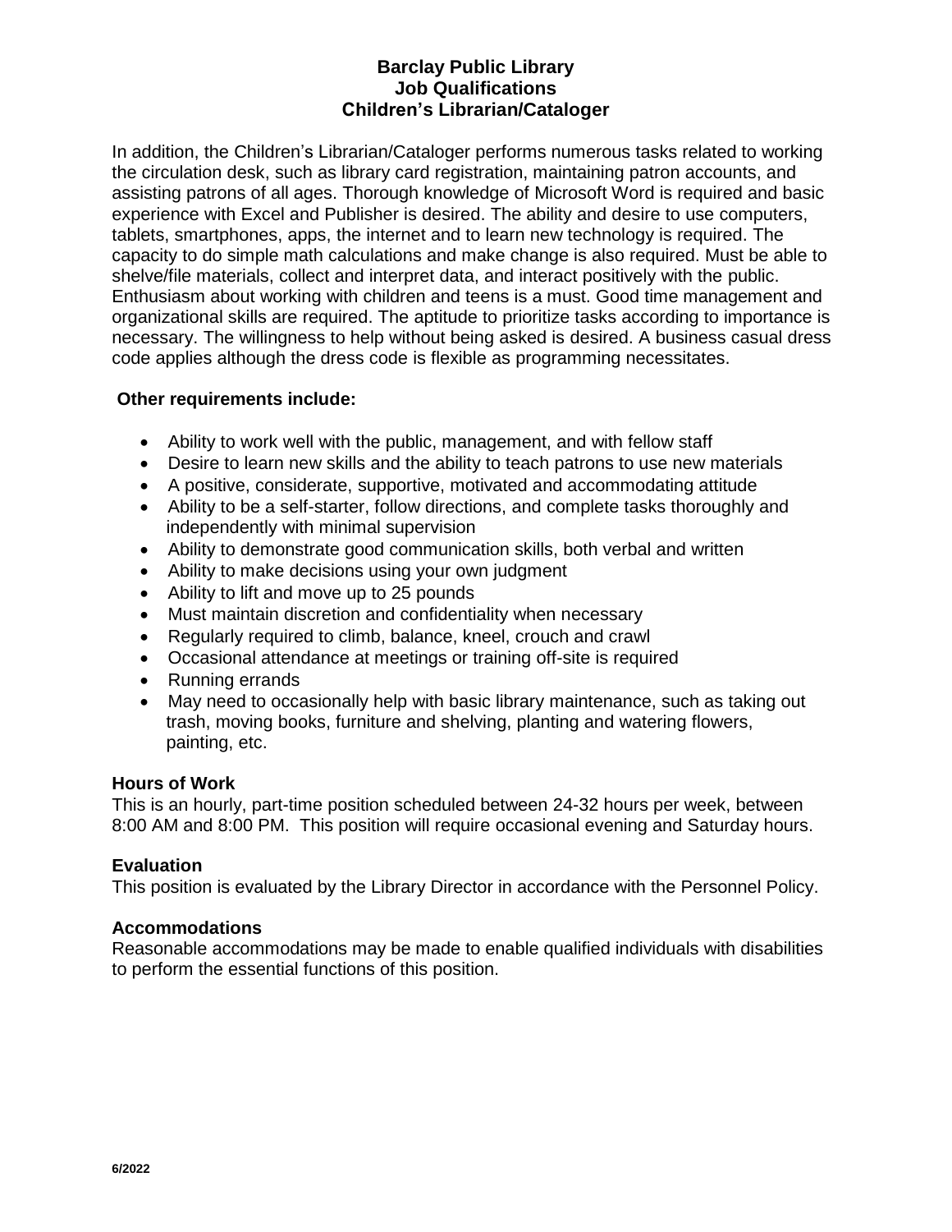**Barclay Public Library**
**Job Qualifications**
**Children's Librarian/Cataloger**

In addition, the Children's Librarian/Cataloger performs numerous tasks related to working the circulation desk, such as library card registration, maintaining patron accounts, and assisting patrons of all ages. Thorough knowledge of Microsoft Word is required and basic experience with Excel and Publisher is desired. The ability and desire to use computers, tablets, smartphones, apps, the internet and to learn new technology is required. The capacity to do simple math calculations and make change is also required. Must be able to shelve/file materials, collect and interpret data, and interact positively with the public. Enthusiasm about working with children and teens is a must. Good time management and organizational skills are required. The aptitude to prioritize tasks according to importance is necessary. The willingness to help without being asked is desired. A business casual dress code applies although the dress code is flexible as programming necessitates.

**Other requirements include:**

- Ability to work well with the public, management, and with fellow staff
- Desire to learn new skills and the ability to teach patrons to use new materials
- A positive, considerate, supportive, motivated and accommodating attitude
- Ability to be a self-starter, follow directions, and complete tasks thoroughly and independently with minimal supervision
- Ability to demonstrate good communication skills, both verbal and written
- Ability to make decisions using your own judgment
- Ability to lift and move up to 25 pounds
- Must maintain discretion and confidentiality when necessary
- Regularly required to climb, balance, kneel, crouch and crawl
- Occasional attendance at meetings or training off-site is required
- Running errands
- May need to occasionally help with basic library maintenance, such as taking out trash, moving books, furniture and shelving, planting and watering flowers, painting, etc.

### Hours of Work

This is an hourly, part-time position scheduled between 24-32 hours per week, between 8:00 AM and 8:00 PM. This position will require occasional evening and Saturday hours.

### Evaluation

This position is evaluated by the Library Director in accordance with the Personnel Policy.

### Accommodations

Reasonable accommodations may be made to enable qualified individuals with disabilities to perform the essential functions of this position.

6/2022